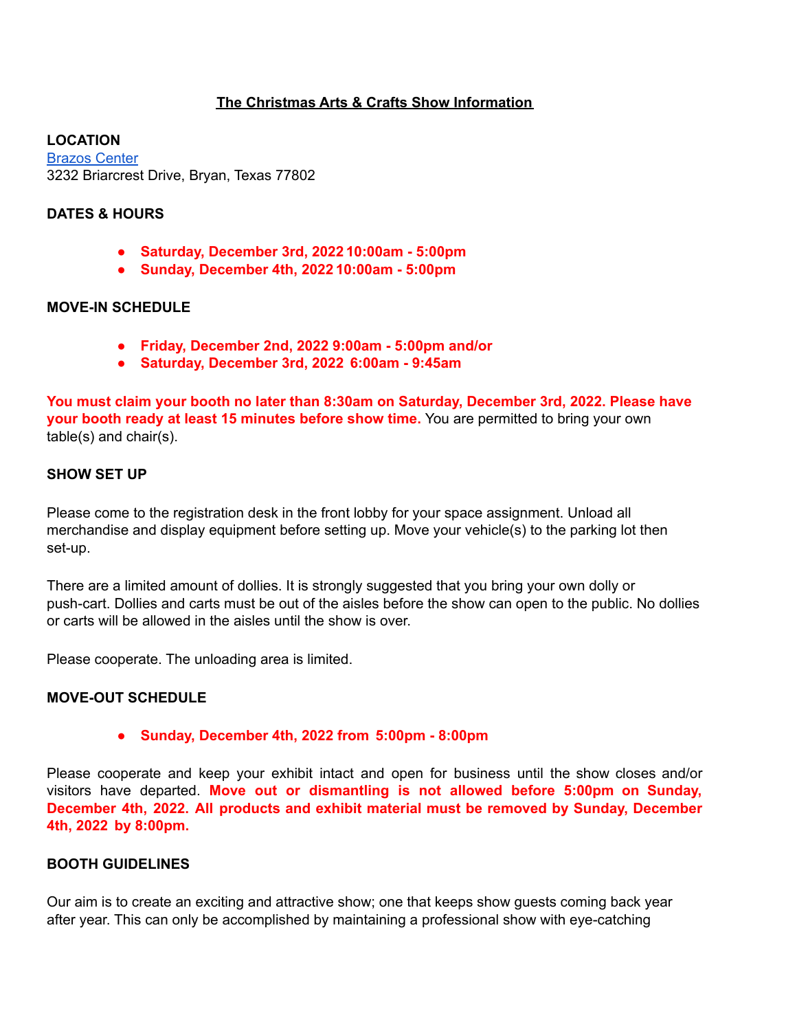# The Christmas Arts & Crafts Show Information

**LOCATION**
[Brazos Center](Brazos Center)
3232 Briarcrest Drive, Bryan, Texas 77802

**DATES & HOURS**

- **Saturday, December 3rd, 2022 10:00am - 5:00pm**
- **Sunday, December 4th, 2022 10:00am - 5:00pm**

**MOVE-IN SCHEDULE**

- **Friday, December 2nd, 2022 9:00am - 5:00pm and/or**
- **Saturday, December 3rd, 2022 6:00am - 9:45am**

**You must claim your booth no later than 8:30am on Saturday, December 3rd, 2022. Please have your booth ready at least 15 minutes before show time.** You are permitted to bring your own table(s) and chair(s).

**SHOW SET UP**

Please come to the registration desk in the front lobby for your space assignment. Unload all merchandise and display equipment before setting up. Move your vehicle(s) to the parking lot then set-up.

There are a limited amount of dollies. It is strongly suggested that you bring your own dolly or push-cart. Dollies and carts must be out of the aisles before the show can open to the public. No dollies or carts will be allowed in the aisles until the show is over.

Please cooperate. The unloading area is limited.

**MOVE-OUT SCHEDULE**

- **Sunday, December 4th, 2022 from 5:00pm - 8:00pm**

Please cooperate and keep your exhibit intact and open for business until the show closes and/or visitors have departed. **Move out or dismantling is not allowed before 5:00pm on Sunday, December 4th, 2022. All products and exhibit material must be removed by Sunday, December 4th, 2022 by 8:00pm.**

**BOOTH GUIDELINES**

Our aim is to create an exciting and attractive show; one that keeps show guests coming back year after year. This can only be accomplished by maintaining a professional show with eye-catching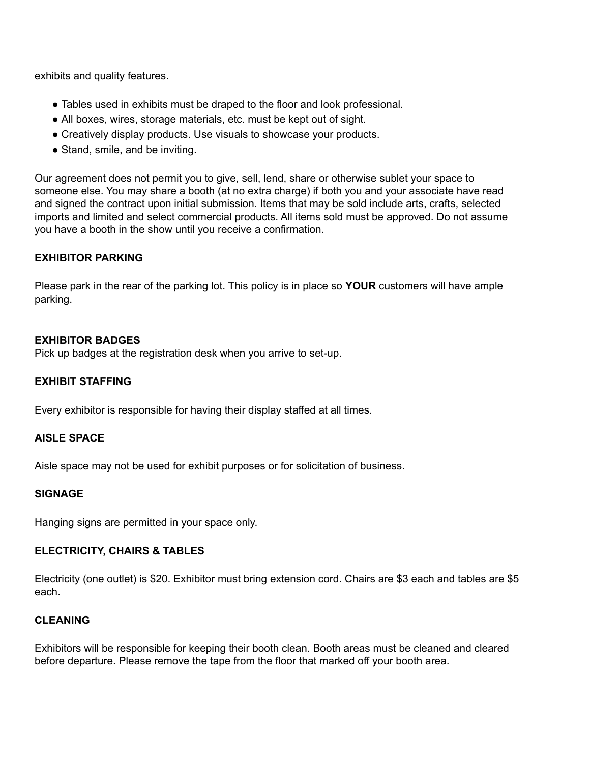exhibits and quality features.

- Tables used in exhibits must be draped to the floor and look professional.
- All boxes, wires, storage materials, etc. must be kept out of sight.
- Creatively display products. Use visuals to showcase your products.
- Stand, smile, and be inviting.

Our agreement does not permit you to give, sell, lend, share or otherwise sublet your space to someone else. You may share a booth (at no extra charge) if both you and your associate have read and signed the contract upon initial submission. Items that may be sold include arts, crafts, selected imports and limited and select commercial products. All items sold must be approved. Do not assume you have a booth in the show until you receive a confirmation.

**EXHIBITOR PARKING**

Please park in the rear of the parking lot. This policy is in place so **YOUR** customers will have ample parking.

**EXHIBITOR BADGES**

Pick up badges at the registration desk when you arrive to set-up.

**EXHIBIT STAFFING**

Every exhibitor is responsible for having their display staffed at all times.

**AISLE SPACE**

Aisle space may not be used for exhibit purposes or for solicitation of business.

**SIGNAGE**

Hanging signs are permitted in your space only.

**ELECTRICITY, CHAIRS & TABLES**

Electricity (one outlet) is $20. Exhibitor must bring extension cord. Chairs are $3 each and tables are $5 each.

**CLEANING**

Exhibitors will be responsible for keeping their booth clean. Booth areas must be cleaned and cleared before departure. Please remove the tape from the floor that marked off your booth area.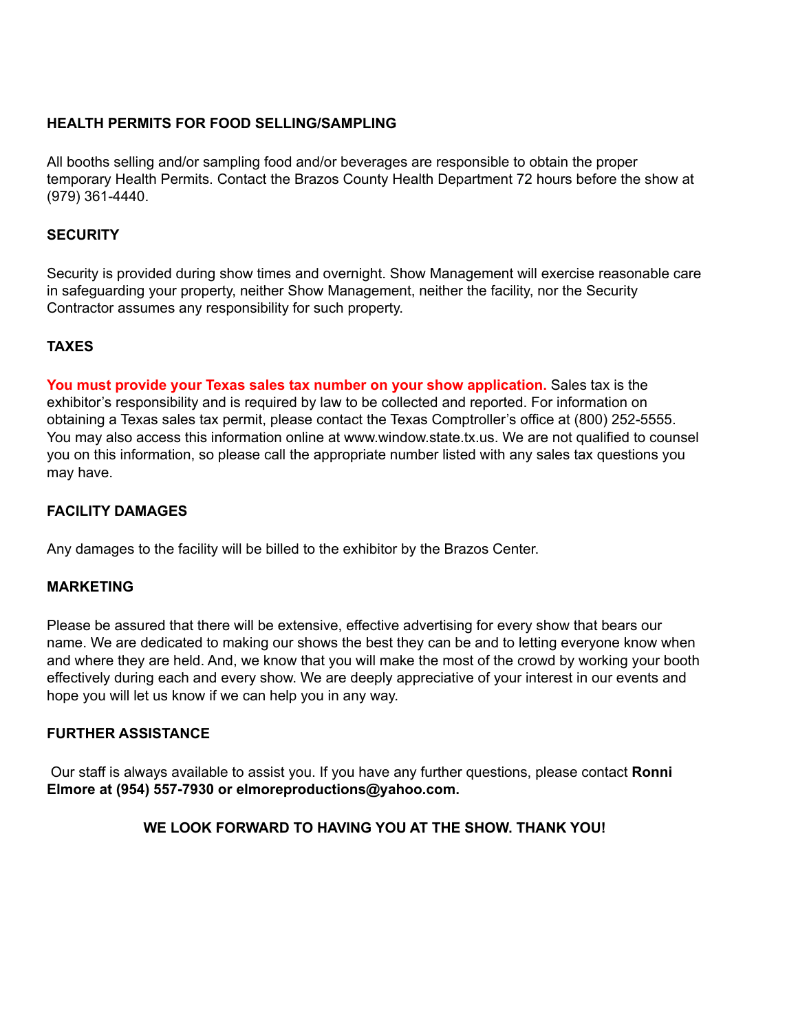### HEALTH PERMITS FOR FOOD SELLING/SAMPLING

All booths selling and/or sampling food and/or beverages are responsible to obtain the proper temporary Health Permits. Contact the Brazos County Health Department 72 hours before the show at (979) 361-4440.

### SECURITY

Security is provided during show times and overnight. Show Management will exercise reasonable care in safeguarding your property, neither Show Management, neither the facility, nor the Security Contractor assumes any responsibility for such property.

### TAXES

**You must provide your Texas sales tax number on your show application.** Sales tax is the exhibitor's responsibility and is required by law to be collected and reported. For information on obtaining a Texas sales tax permit, please contact the Texas Comptroller's office at (800) 252-5555. You may also access this information online at www.window.state.tx.us. We are not qualified to counsel you on this information, so please call the appropriate number listed with any sales tax questions you may have.

### FACILITY DAMAGES

Any damages to the facility will be billed to the exhibitor by the Brazos Center.

### MARKETING

Please be assured that there will be extensive, effective advertising for every show that bears our name. We are dedicated to making our shows the best they can be and to letting everyone know when and where they are held. And, we know that you will make the most of the crowd by working your booth effectively during each and every show. We are deeply appreciative of your interest in our events and hope you will let us know if we can help you in any way.

### FURTHER ASSISTANCE

Our staff is always available to assist you. If you have any further questions, please contact **Ronni Elmore at (954) 557-7930 or elmoreproductions@yahoo.com.**

**WE LOOK FORWARD TO HAVING YOU AT THE SHOW. THANK YOU!**